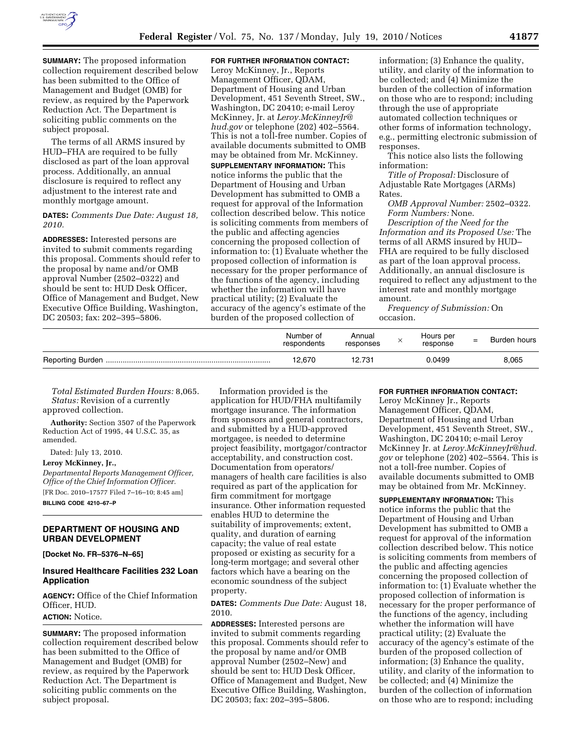**SUMMARY:** The proposed information collection requirement described below has been submitted to the Office of Management and Budget (OMB) for review, as required by the Paperwork Reduction Act. The Department is soliciting public comments on the subject proposal.

The terms of all ARMS insured by HUD–FHA are required to be fully disclosed as part of the loan approval process. Additionally, an annual disclosure is required to reflect any adjustment to the interest rate and monthly mortgage amount.

**DATES:** *Comments Due Date: August 18, 2010.*

**ADDRESSES:** Interested persons are invited to submit comments regarding this proposal. Comments should refer to the proposal by name and/or OMB approval Number (2502–0322) and should be sent to: HUD Desk Officer, Office of Management and Budget, New Executive Office Building, Washington, DC 20503; fax: 202–395–5806.

**FOR FURTHER INFORMATION CONTACT:** Leroy McKinney, Jr., Reports Management Officer, QDAM, Department of Housing and Urban Development, 451 Seventh Street, SW., Washington, DC 20410; e-mail Leroy McKinney, Jr. at *Leroy.McKinneyJr@hud.gov* or telephone (202) 402–5564. This is not a toll-free number. Copies of available documents submitted to OMB may be obtained from Mr. McKinney.

**SUPPLEMENTARY INFORMATION:** This notice informs the public that the Department of Housing and Urban Development has submitted to OMB a request for approval of the Information collection described below. This notice is soliciting comments from members of the public and affecting agencies concerning the proposed collection of information to: (1) Evaluate whether the proposed collection of information is necessary for the proper performance of the functions of the agency, including whether the information will have practical utility; (2) Evaluate the accuracy of the agency's estimate of the burden of the proposed collection of information; (3) Enhance the quality, utility, and clarity of the information to be collected; and (4) Minimize the burden of the collection of information on those who are to respond; including through the use of appropriate automated collection techniques or other forms of information technology, e.g., permitting electronic submission of responses.

This notice also lists the following information:

*Title of Proposal:* Disclosure of Adjustable Rate Mortgages (ARMs) Rates.

*OMB Approval Number:* 2502–0322.

*Form Numbers:* None.

*Description of the Need for the Information and its Proposed Use:* The terms of all ARMS insured by HUD–FHA are required to be fully disclosed as part of the loan approval process. Additionally, an annual disclosure is required to reflect any adjustment to the interest rate and monthly mortgage amount.

*Frequency of Submission:* On occasion.

| | Number of respondents | Annual responses | × | Hours per response | = | Burden hours |
|---|---|---|---|---|---|---|
| Reporting Burden | 12,670 | 12.731 | | 0.0499 | | 8,065 |

*Total Estimated Burden Hours:* 8,065.

*Status:* Revision of a currently approved collection.

**Authority:** Section 3507 of the Paperwork Reduction Act of 1995, 44 U.S.C. 35, as amended.

Dated: July 13, 2010.

**Leroy McKinney, Jr.,**

*Departmental Reports Management Officer, Office of the Chief Information Officer.*

[FR Doc. 2010–17577 Filed 7–16–10; 8:45 am]

**BILLING CODE 4210–67–P**

## DEPARTMENT OF HOUSING AND URBAN DEVELOPMENT

**[Docket No. FR–5376–N–65]**

### Insured Healthcare Facilities 232 Loan Application

**AGENCY:** Office of the Chief Information Officer, HUD.

**ACTION:** Notice.

**SUMMARY:** The proposed information collection requirement described below has been submitted to the Office of Management and Budget (OMB) for review, as required by the Paperwork Reduction Act. The Department is soliciting public comments on the subject proposal.

Information provided is the application for HUD/FHA multifamily mortgage insurance. The information from sponsors and general contractors, and submitted by a HUD-approved mortgagee, is needed to determine project feasibility, mortgagor/contractor acceptability, and construction cost. Documentation from operators/managers of health care facilities is also required as part of the application for firm commitment for mortgage insurance. Other information requested enables HUD to determine the suitability of improvements; extent, quality, and duration of earning capacity; the value of real estate proposed or existing as security for a long-term mortgage; and several other factors which have a bearing on the economic soundness of the subject property.

**DATES:** *Comments Due Date:* August 18, 2010.

**ADDRESSES:** Interested persons are invited to submit comments regarding this proposal. Comments should refer to the proposal by name and/or OMB approval Number (2502–New) and should be sent to: HUD Desk Officer, Office of Management and Budget, New Executive Office Building, Washington, DC 20503; fax: 202–395–5806.

**FOR FURTHER INFORMATION CONTACT:** Leroy McKinney Jr., Reports Management Officer, QDAM, Department of Housing and Urban Development, 451 Seventh Street, SW., Washington, DC 20410; e-mail Leroy McKinney Jr. at *Leroy.McKinneyJr@hud.gov* or telephone (202) 402–5564. This is not a toll-free number. Copies of available documents submitted to OMB may be obtained from Mr. McKinney.

**SUPPLEMENTARY INFORMATION:** This notice informs the public that the Department of Housing and Urban Development has submitted to OMB a request for approval of the information collection described below. This notice is soliciting comments from members of the public and affecting agencies concerning the proposed collection of information to: (1) Evaluate whether the proposed collection of information is necessary for the proper performance of the functions of the agency, including whether the information will have practical utility; (2) Evaluate the accuracy of the agency's estimate of the burden of the proposed collection of information; (3) Enhance the quality, utility, and clarity of the information to be collected; and (4) Minimize the burden of the collection of information on those who are to respond; including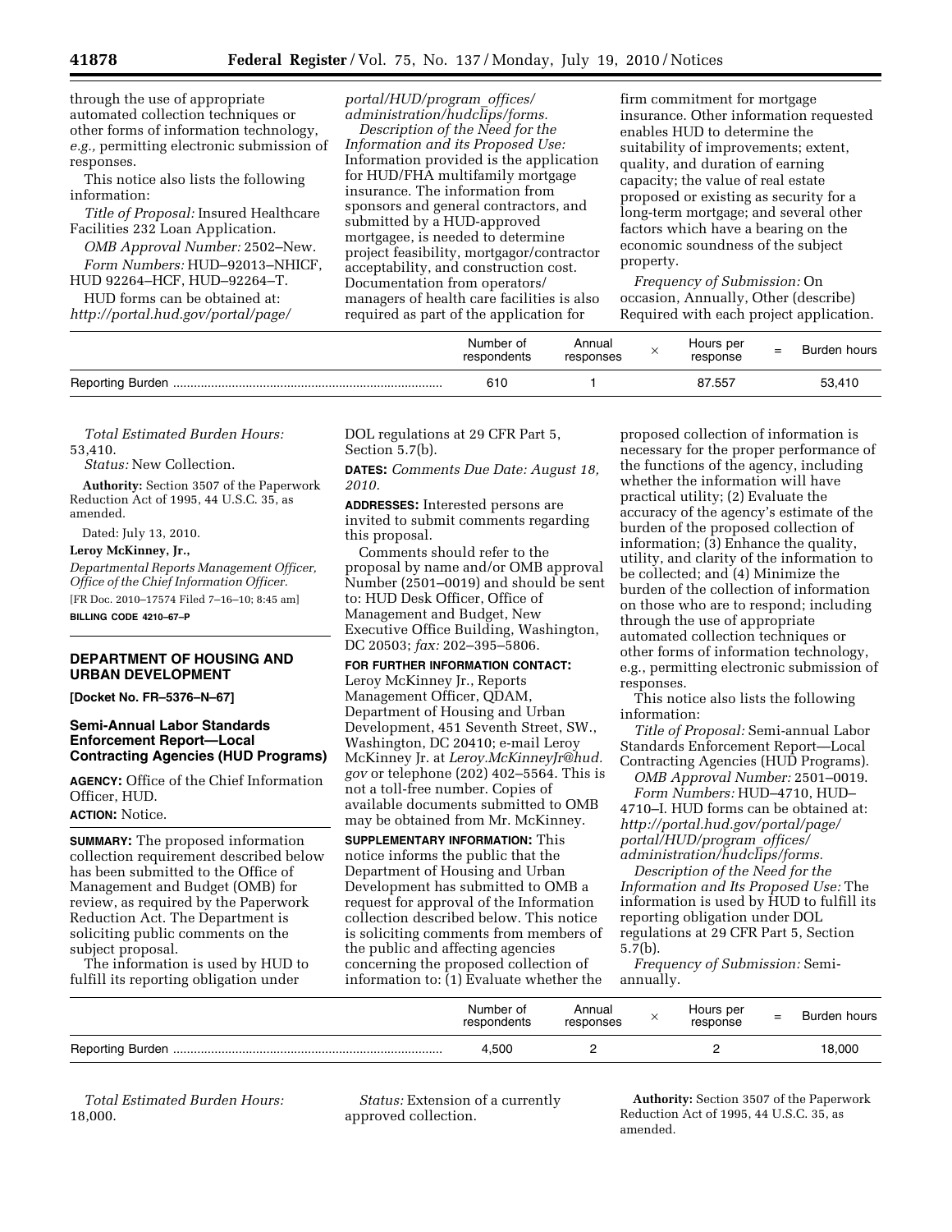through the use of appropriate automated collection techniques or other forms of information technology, *e.g.,* permitting electronic submission of responses.

This notice also lists the following information:

*Title of Proposal:* Insured Healthcare Facilities 232 Loan Application.

*OMB Approval Number:* 2502–New.

*Form Numbers:* HUD–92013–NHICF, HUD 92264–HCF, HUD–92264–T.

HUD forms can be obtained at: *http://portal.hud.gov/portal/page/portal/HUD/program_offices/administration/hudclips/forms.*

*Description of the Need for the Information and its Proposed Use:* Information provided is the application for HUD/FHA multifamily mortgage insurance. The information from sponsors and general contractors, and submitted by a HUD-approved mortgagee, is needed to determine project feasibility, mortgagor/contractor acceptability, and construction cost. Documentation from operators/managers of health care facilities is also required as part of the application for firm commitment for mortgage insurance. Other information requested enables HUD to determine the suitability of improvements; extent, quality, and duration of earning capacity; the value of real estate proposed or existing as security for a long-term mortgage; and several other factors which have a bearing on the economic soundness of the subject property.

*Frequency of Submission:* On occasion, Annually, Other (describe) Required with each project application.

| | Number of respondents | Annual responses | × | Hours per response | = | Burden hours |
|---|---|---|---|---|---|---|
| Reporting Burden | 610 | 1 | | 87.557 | | 53,410 |

*Total Estimated Burden Hours:* 53,410.

*Status:* New Collection.

**Authority:** Section 3507 of the Paperwork Reduction Act of 1995, 44 U.S.C. 35, as amended.

Dated: July 13, 2010.

**Leroy McKinney, Jr.,**

*Departmental Reports Management Officer, Office of the Chief Information Officer.*

[FR Doc. 2010–17574 Filed 7–16–10; 8:45 am]

**BILLING CODE 4210–67–P**

## DEPARTMENT OF HOUSING AND URBAN DEVELOPMENT

**[Docket No. FR–5376–N–67]**

### Semi-Annual Labor Standards Enforcement Report—Local Contracting Agencies (HUD Programs)

**AGENCY:** Office of the Chief Information Officer, HUD.

**ACTION:** Notice.

**SUMMARY:** The proposed information collection requirement described below has been submitted to the Office of Management and Budget (OMB) for review, as required by the Paperwork Reduction Act. The Department is soliciting public comments on the subject proposal.

The information is used by HUD to fulfill its reporting obligation under DOL regulations at 29 CFR Part 5, Section 5.7(b).

**DATES:** *Comments Due Date: August 18, 2010.*

**ADDRESSES:** Interested persons are invited to submit comments regarding this proposal.

Comments should refer to the proposal by name and/or OMB approval Number (2501–0019) and should be sent to: HUD Desk Officer, Office of Management and Budget, New Executive Office Building, Washington, DC 20503; *fax:* 202–395–5806.

**FOR FURTHER INFORMATION CONTACT:** Leroy McKinney Jr., Reports Management Officer, QDAM, Department of Housing and Urban Development, 451 Seventh Street, SW., Washington, DC 20410; e-mail Leroy McKinney Jr. at *Leroy.McKinneyJr@hud.gov* or telephone (202) 402–5564. This is not a toll-free number. Copies of available documents submitted to OMB may be obtained from Mr. McKinney.

**SUPPLEMENTARY INFORMATION:** This notice informs the public that the Department of Housing and Urban Development has submitted to OMB a request for approval of the Information collection described below. This notice is soliciting comments from members of the public and affecting agencies concerning the proposed collection of information to: (1) Evaluate whether the proposed collection of information is necessary for the proper performance of the functions of the agency, including whether the information will have practical utility; (2) Evaluate the accuracy of the agency's estimate of the burden of the proposed collection of information; (3) Enhance the quality, utility, and clarity of the information to be collected; and (4) Minimize the burden of the collection of information on those who are to respond; including through the use of appropriate automated collection techniques or other forms of information technology, e.g., permitting electronic submission of responses.

This notice also lists the following information:

*Title of Proposal:* Semi-annual Labor Standards Enforcement Report—Local Contracting Agencies (HUD Programs).

*OMB Approval Number:* 2501–0019.

*Form Numbers:* HUD–4710, HUD–4710–I. HUD forms can be obtained at: *http://portal.hud.gov/portal/page/portal/HUD/program_offices/administration/hudclips/forms.*

*Description of the Need for the Information and Its Proposed Use:* The information is used by HUD to fulfill its reporting obligation under DOL regulations at 29 CFR Part 5, Section 5.7(b).

*Frequency of Submission:* Semi-annually.

| | Number of respondents | Annual responses | × | Hours per response | = | Burden hours |
|---|---|---|---|---|---|---|
| Reporting Burden | 4,500 | 2 | | 2 | | 18,000 |

*Total Estimated Burden Hours:* 18,000.

*Status:* Extension of a currently approved collection.

**Authority:** Section 3507 of the Paperwork Reduction Act of 1995, 44 U.S.C. 35, as amended.